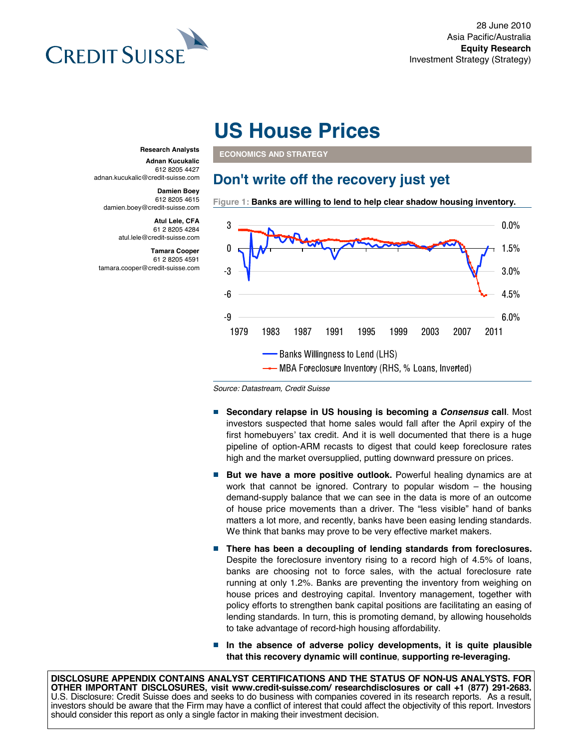28 June 2010
Asia Pacific/Australia
**Equity Research**
Investment Strategy (Strategy)

# US House Prices

**Research Analysts**

**Adnan Kucukalic**
612 8205 4427
adnan.kucukalic@credit-suisse.com

**Damien Boey**
612 8205 4615
damien.boey@credit-suisse.com

**Atul Lele, CFA**
61 2 8205 4284
atul.lele@credit-suisse.com

**Tamara Cooper**
61 2 8205 4591
tamara.cooper@credit-suisse.com

**ECONOMICS AND STRATEGY**

## Don't write off the recovery just yet

Figure 1: **Banks are willing to lend to help clear shadow housing inventory.**

Source: Datastream, Credit Suisse

- **Secondary relapse in US housing is becoming a *Consensus* call**. Most investors suspected that home sales would fall after the April expiry of the first homebuyers' tax credit. And it is well documented that there is a huge pipeline of option-ARM recasts to digest that could keep foreclosure rates high and the market oversupplied, putting downward pressure on prices.
- **But we have a more positive outlook.** Powerful healing dynamics are at work that cannot be ignored. Contrary to popular wisdom – the housing demand-supply balance that we can see in the data is more of an outcome of house price movements than a driver. The "less visible" hand of banks matters a lot more, and recently, banks have been easing lending standards. We think that banks may prove to be very effective market makers.
- **There has been a decoupling of lending standards from foreclosures.** Despite the foreclosure inventory rising to a record high of 4.5% of loans, banks are choosing not to force sales, with the actual foreclosure rate running at only 1.2%. Banks are preventing the inventory from weighing on house prices and destroying capital. Inventory management, together with policy efforts to strengthen bank capital positions are facilitating an easing of lending standards. In turn, this is promoting demand, by allowing households to take advantage of record-high housing affordability.
- **In the absence of adverse policy developments, it is quite plausible that this recovery dynamic will continue**, **supporting re-leveraging.**

**DISCLOSURE APPENDIX CONTAINS ANALYST CERTIFICATIONS AND THE STATUS OF NON-US ANALYSTS. FOR OTHER IMPORTANT DISCLOSURES, visit www.credit-suisse.com/ researchdisclosures or call +1 (877) 291-2683.**
U.S. Disclosure: Credit Suisse does and seeks to do business with companies covered in its research reports. As a result, investors should be aware that the Firm may have a conflict of interest that could affect the objectivity of this report. Investors should consider this report as only a single factor in making their investment decision.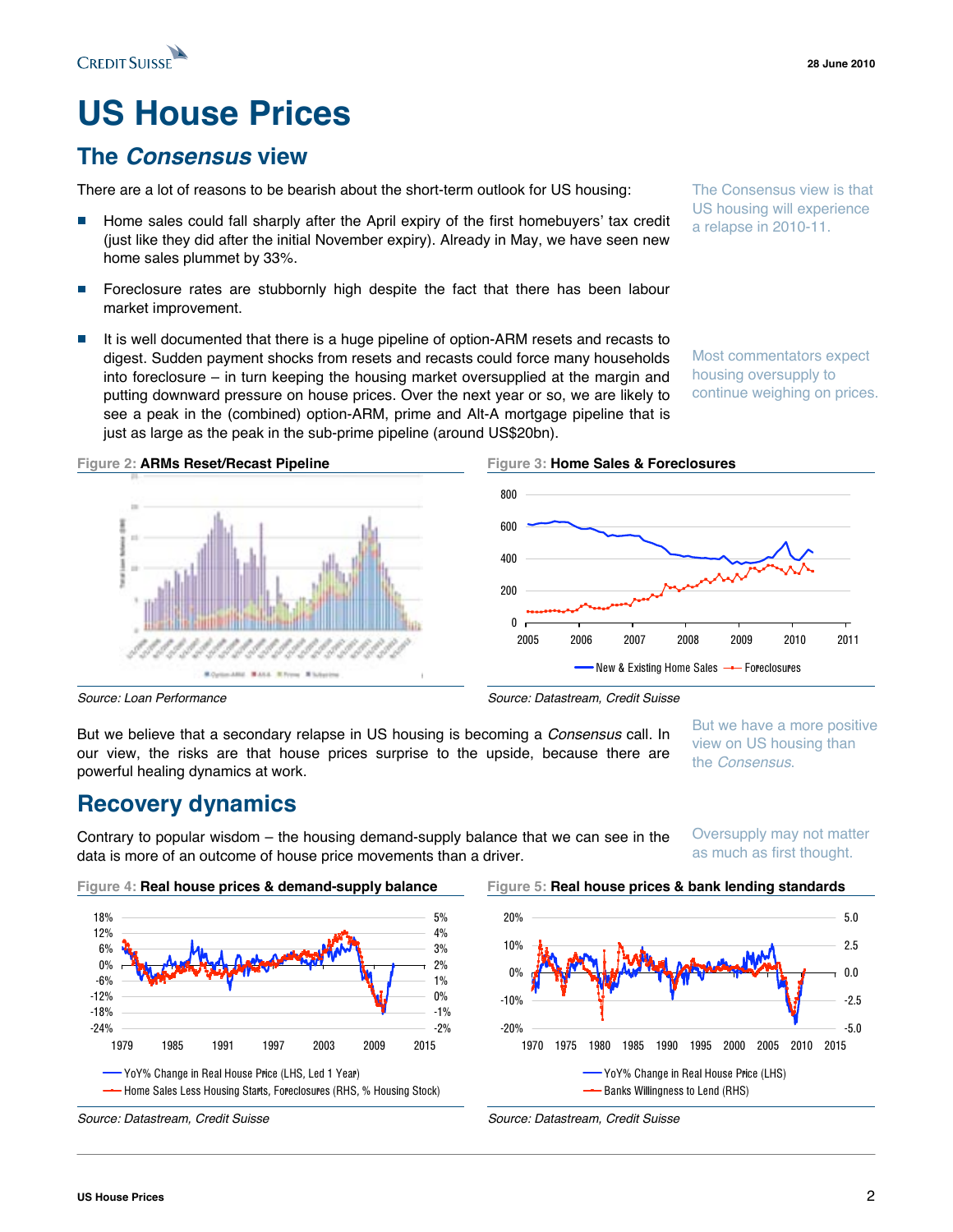# US House Prices

## The *Consensus* view

There are a lot of reasons to be bearish about the short-term outlook for US housing:

The Consensus view is that US housing will experience a relapse in 2010-11.

- Home sales could fall sharply after the April expiry of the first homebuyers' tax credit (just like they did after the initial November expiry). Already in May, we have seen new home sales plummet by 33%.
- Foreclosure rates are stubbornly high despite the fact that there has been labour market improvement.
- It is well documented that there is a huge pipeline of option-ARM resets and recasts to digest. Sudden payment shocks from resets and recasts could force many households into foreclosure – in turn keeping the housing market oversupplied at the margin and putting downward pressure on house prices. Over the next year or so, we are likely to see a peak in the (combined) option-ARM, prime and Alt-A mortgage pipeline that is just as large as the peak in the sub-prime pipeline (around US$20bn).

Most commentators expect housing oversupply to continue weighing on prices.

Figure 2: **ARMs Reset/Recast Pipeline**

Source: Loan Performance

Figure 3: **Home Sales & Foreclosures**

Source: Datastream, Credit Suisse

But we believe that a secondary relapse in US housing is becoming a *Consensus* call. In our view, the risks are that house prices surprise to the upside, because there are powerful healing dynamics at work.

But we have a more positive view on US housing than the *Consensus*.

## Recovery dynamics

Contrary to popular wisdom – the housing demand-supply balance that we can see in the data is more of an outcome of house price movements than a driver.

Oversupply may not matter as much as first thought.

Figure 4: **Real house prices & demand-supply balance**

Source: Datastream, Credit Suisse

Figure 5: **Real house prices & bank lending standards**

Source: Datastream, Credit Suisse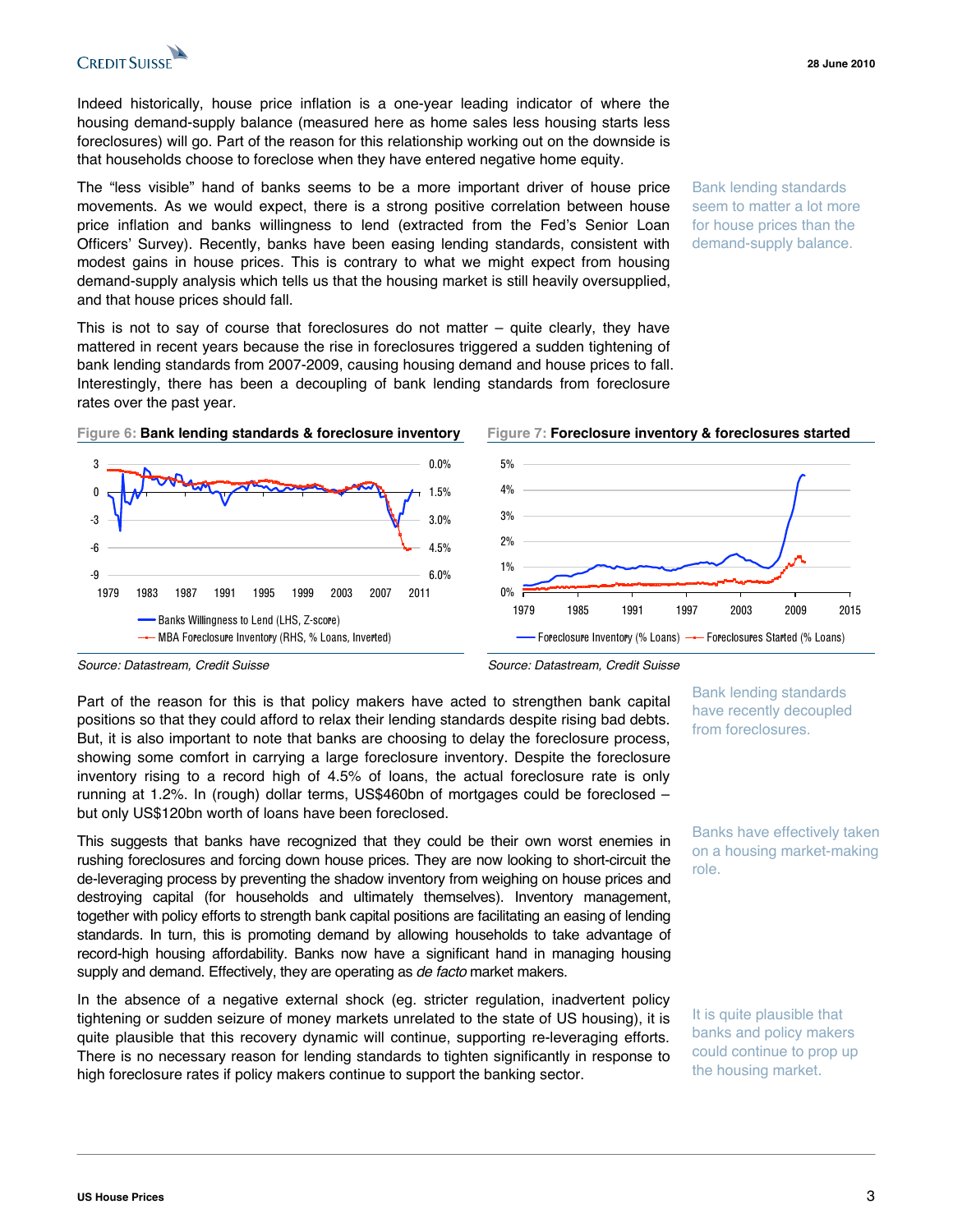Indeed historically, house price inflation is a one-year leading indicator of where the housing demand-supply balance (measured here as home sales less housing starts less foreclosures) will go. Part of the reason for this relationship working out on the downside is that households choose to foreclose when they have entered negative home equity.

The "less visible" hand of banks seems to be a more important driver of house price movements. As we would expect, there is a strong positive correlation between house price inflation and banks willingness to lend (extracted from the Fed's Senior Loan Officers' Survey). Recently, banks have been easing lending standards, consistent with modest gains in house prices. This is contrary to what we might expect from housing demand-supply analysis which tells us that the housing market is still heavily oversupplied, and that house prices should fall.

Bank lending standards seem to matter a lot more for house prices than the demand-supply balance.

This is not to say of course that foreclosures do not matter – quite clearly, they have mattered in recent years because the rise in foreclosures triggered a sudden tightening of bank lending standards from 2007-2009, causing housing demand and house prices to fall. Interestingly, there has been a decoupling of bank lending standards from foreclosure rates over the past year.

Figure 6: **Bank lending standards & foreclosure inventory**

Banks Willingness to Lend (LHS, Z-score); MBA Foreclosure Inventory (RHS, % Loans, Inverted)

*Source: Datastream, Credit Suisse*

Figure 7: **Foreclosure inventory & foreclosures started**

Foreclosure Inventory (% Loans); Foreclosures Started (% Loans)

*Source: Datastream, Credit Suisse*

Part of the reason for this is that policy makers have acted to strengthen bank capital positions so that they could afford to relax their lending standards despite rising bad debts. But, it is also important to note that banks are choosing to delay the foreclosure process, showing some comfort in carrying a large foreclosure inventory. Despite the foreclosure inventory rising to a record high of 4.5% of loans, the actual foreclosure rate is only running at 1.2%. In (rough) dollar terms, US$460bn of mortgages could be foreclosed – but only US$120bn worth of loans have been foreclosed.

Bank lending standards have recently decoupled from foreclosures.

This suggests that banks have recognized that they could be their own worst enemies in rushing foreclosures and forcing down house prices. They are now looking to short-circuit the de-leveraging process by preventing the shadow inventory from weighing on house prices and destroying capital (for households and ultimately themselves). Inventory management, together with policy efforts to strength bank capital positions are facilitating an easing of lending standards. In turn, this is promoting demand by allowing households to take advantage of record-high housing affordability. Banks now have a significant hand in managing housing supply and demand. Effectively, they are operating as *de facto* market makers.

Banks have effectively taken on a housing market-making role.

In the absence of a negative external shock (eg. stricter regulation, inadvertent policy tightening or sudden seizure of money markets unrelated to the state of US housing), it is quite plausible that this recovery dynamic will continue, supporting re-leveraging efforts. There is no necessary reason for lending standards to tighten significantly in response to high foreclosure rates if policy makers continue to support the banking sector.

It is quite plausible that banks and policy makers could continue to prop up the housing market.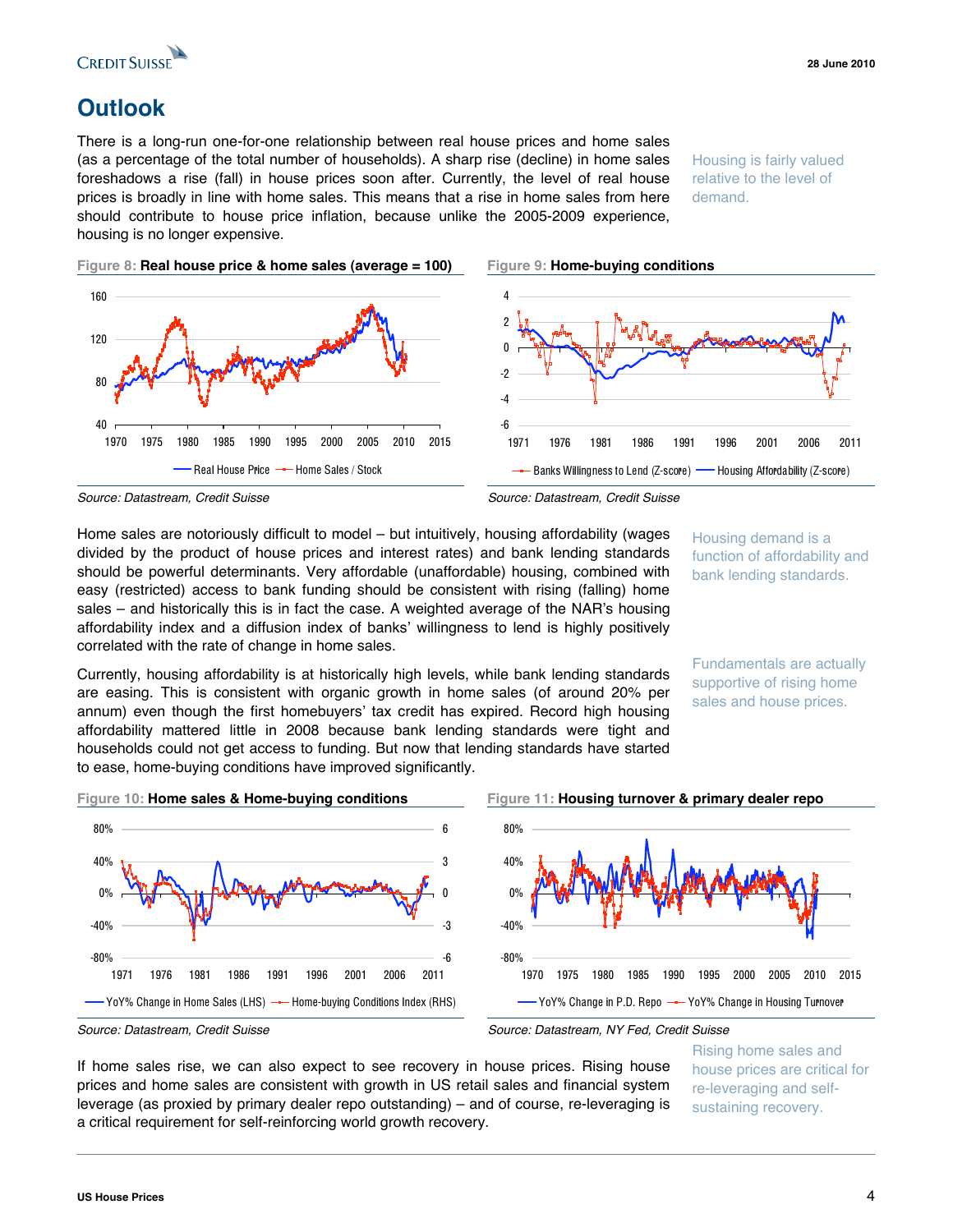## Outlook

There is a long-run one-for-one relationship between real house prices and home sales (as a percentage of the total number of households). A sharp rise (decline) in home sales foreshadows a rise (fall) in house prices soon after. Currently, the level of real house prices is broadly in line with home sales. This means that a rise in home sales from here should contribute to house price inflation, because unlike the 2005-2009 experience, housing is no longer expensive.

Housing is fairly valued relative to the level of demand.

**Figure 8: Real house price & home sales (average = 100)**

*Source: Datastream, Credit Suisse*

**Figure 9: Home-buying conditions**

*Source: Datastream, Credit Suisse*

Home sales are notoriously difficult to model – but intuitively, housing affordability (wages divided by the product of house prices and interest rates) and bank lending standards should be powerful determinants. Very affordable (unaffordable) housing, combined with easy (restricted) access to bank funding should be consistent with rising (falling) home sales – and historically this is in fact the case. A weighted average of the NAR's housing affordability index and a diffusion index of banks' willingness to lend is highly positively correlated with the rate of change in home sales.

Housing demand is a function of affordability and bank lending standards.

Currently, housing affordability is at historically high levels, while bank lending standards are easing. This is consistent with organic growth in home sales (of around 20% per annum) even though the first homebuyers' tax credit has expired. Record high housing affordability mattered little in 2008 because bank lending standards were tight and households could not get access to funding. But now that lending standards have started to ease, home-buying conditions have improved significantly.

Fundamentals are actually supportive of rising home sales and house prices.

**Figure 10: Home sales & Home-buying conditions**

*Source: Datastream, Credit Suisse*

**Figure 11: Housing turnover & primary dealer repo**

*Source: Datastream, NY Fed, Credit Suisse*

If home sales rise, we can also expect to see recovery in house prices. Rising house prices and home sales are consistent with growth in US retail sales and financial system leverage (as proxied by primary dealer repo outstanding) – and of course, re-leveraging is a critical requirement for self-reinforcing world growth recovery.

Rising home sales and house prices are critical for re-leveraging and self-sustaining recovery.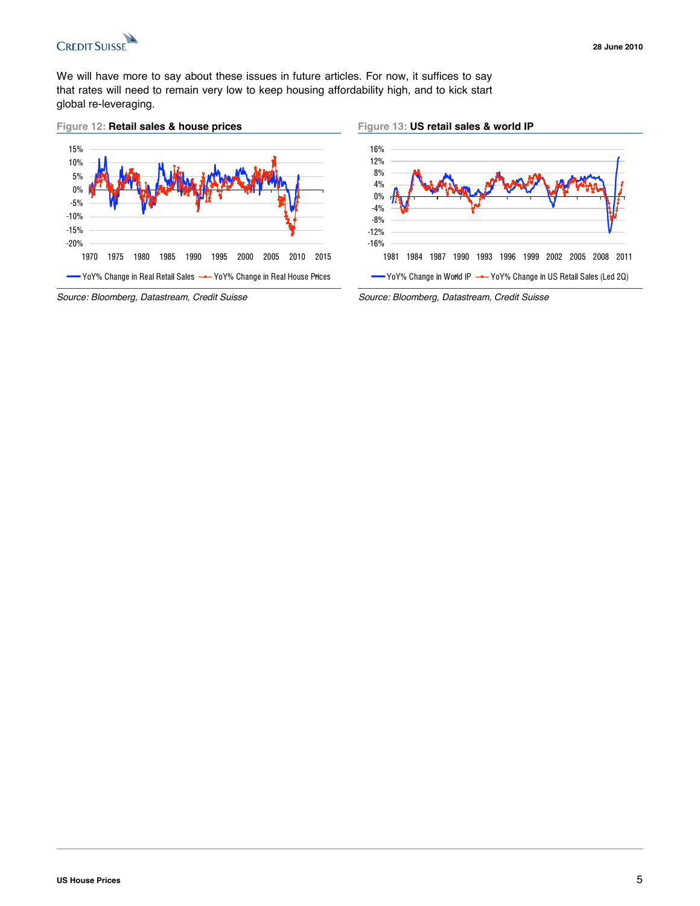We will have more to say about these issues in future articles. For now, it suffices to say that rates will need to remain very low to keep housing affordability high, and to kick start global re-leveraging.

**Figure 12: Retail sales & house prices**

*Source: Bloomberg, Datastream, Credit Suisse*

**Figure 13: US retail sales & world IP**

*Source: Bloomberg, Datastream, Credit Suisse*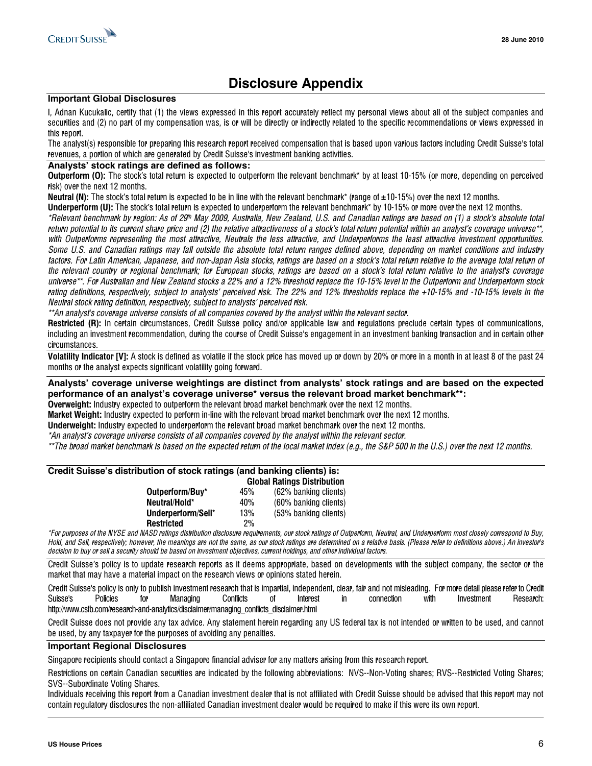# Disclosure Appendix

## Important Global Disclosures

I, Adnan Kucukalic, certify that (1) the views expressed in this report accurately reflect my personal views about all of the subject companies and securities and (2) no part of my compensation was, is or will be directly or indirectly related to the specific recommendations or views expressed in this report.

The analyst(s) responsible for preparing this research report received compensation that is based upon various factors including Credit Suisse's total revenues, a portion of which are generated by Credit Suisse's investment banking activities.

## Analysts' stock ratings are defined as follows:

**Outperform (O):** The stock's total return is expected to outperform the relevant benchmark* by at least 10-15% (or more, depending on perceived risk) over the next 12 months.

**Neutral (N):** The stock's total return is expected to be in line with the relevant benchmark* (range of ±10-15%) over the next 12 months.

**Underperform (U):** The stock's total return is expected to underperform the relevant benchmark* by 10-15% or more over the next 12 months.

*\*Relevant benchmark by region: As of 29th May 2009, Australia, New Zealand, U.S. and Canadian ratings are based on (1) a stock's absolute total return potential to its current share price and (2) the relative attractiveness of a stock's total return potential within an analyst's coverage universe\*\*, with Outperforms representing the most attractive, Neutrals the less attractive, and Underperforms the least attractive investment opportunities. Some U.S. and Canadian ratings may fall outside the absolute total return ranges defined above, depending on market conditions and industry factors. For Latin American, Japanese, and non-Japan Asia stocks, ratings are based on a stock's total return relative to the average total return of the relevant country or regional benchmark; for European stocks, ratings are based on a stock's total return relative to the analyst's coverage universe\*\*. For Australian and New Zealand stocks a 22% and a 12% threshold replace the 10-15% level in the Outperform and Underperform stock rating definitions, respectively, subject to analysts' perceived risk. The 22% and 12% thresholds replace the +10-15% and -10-15% levels in the Neutral stock rating definition, respectively, subject to analysts' perceived risk.*

*\*\*An analyst's coverage universe consists of all companies covered by the analyst within the relevant sector.*

**Restricted (R):** In certain circumstances, Credit Suisse policy and/or applicable law and regulations preclude certain types of communications, including an investment recommendation, during the course of Credit Suisse's engagement in an investment banking transaction and in certain other circumstances.

**Volatility Indicator [V]:** A stock is defined as volatile if the stock price has moved up or down by 20% or more in a month in at least 8 of the past 24 months or the analyst expects significant volatility going forward.

## Analysts' coverage universe weightings are distinct from analysts' stock ratings and are based on the expected performance of an analyst's coverage universe* versus the relevant broad market benchmark**:

**Overweight:** Industry expected to outperform the relevant broad market benchmark over the next 12 months.

**Market Weight:** Industry expected to perform in-line with the relevant broad market benchmark over the next 12 months.

**Underweight:** Industry expected to underperform the relevant broad market benchmark over the next 12 months.

*\*An analyst's coverage universe consists of all companies covered by the analyst within the relevant sector.*

*\*\*The broad market benchmark is based on the expected return of the local market index (e.g., the S&P 500 in the U.S.) over the next 12 months.*

## Credit Suisse's distribution of stock ratings (and banking clients) is:

| | Global Ratings Distribution | |
|---|---|---|
| **Outperform/Buy*** | 45% | (62% banking clients) |
| **Neutral/Hold*** | 40% | (60% banking clients) |
| **Underperform/Sell*** | 13% | (53% banking clients) |
| **Restricted** | 2% | |

*\*For purposes of the NYSE and NASD ratings distribution disclosure requirements, our stock ratings of Outperform, Neutral, and Underperform most closely correspond to Buy, Hold, and Sell, respectively; however, the meanings are not the same, as our stock ratings are determined on a relative basis. (Please refer to definitions above.) An investor's decision to buy or sell a security should be based on investment objectives, current holdings, and other individual factors.*

Credit Suisse's policy is to update research reports as it deems appropriate, based on developments with the subject company, the sector or the market that may have a material impact on the research views or opinions stated herein.

Credit Suisse's policy is only to publish investment research that is impartial, independent, clear, fair and not misleading. For more detail please refer to Credit Suisse's Policies for Managing Conflicts of Interest in connection with Investment Research: http://www.csfb.com/research-and-analytics/disclaimer/managing_conflicts_disclaimer.html

Credit Suisse does not provide any tax advice. Any statement herein regarding any US federal tax is not intended or written to be used, and cannot be used, by any taxpayer for the purposes of avoiding any penalties.

## Important Regional Disclosures

Singapore recipients should contact a Singapore financial adviser for any matters arising from this research report.

Restrictions on certain Canadian securities are indicated by the following abbreviations: NVS--Non-Voting shares; RVS--Restricted Voting Shares; SVS--Subordinate Voting Shares.

Individuals receiving this report from a Canadian investment dealer that is not affiliated with Credit Suisse should be advised that this report may not contain regulatory disclosures the non-affiliated Canadian investment dealer would be required to make if this were its own report.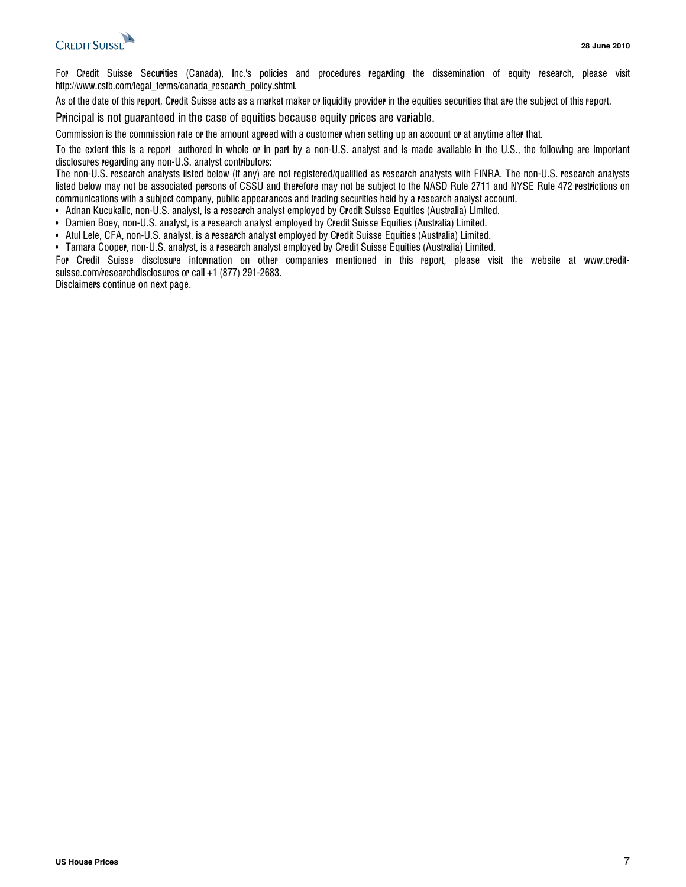For Credit Suisse Securities (Canada), Inc.'s policies and procedures regarding the dissemination of equity research, please visit http://www.csfb.com/legal_terms/canada_research_policy.shtml.

As of the date of this report, Credit Suisse acts as a market maker or liquidity provider in the equities securities that are the subject of this report.

Principal is not guaranteed in the case of equities because equity prices are variable.

Commission is the commission rate or the amount agreed with a customer when setting up an account or at anytime after that.

To the extent this is a report authored in whole or in part by a non-U.S. analyst and is made available in the U.S., the following are important disclosures regarding any non-U.S. analyst contributors:

The non-U.S. research analysts listed below (if any) are not registered/qualified as research analysts with FINRA. The non-U.S. research analysts listed below may not be associated persons of CSSU and therefore may not be subject to the NASD Rule 2711 and NYSE Rule 472 restrictions on communications with a subject company, public appearances and trading securities held by a research analyst account.

- Adnan Kucukalic, non-U.S. analyst, is a research analyst employed by Credit Suisse Equities (Australia) Limited.
- Damien Boey, non-U.S. analyst, is a research analyst employed by Credit Suisse Equities (Australia) Limited.
- Atul Lele, CFA, non-U.S. analyst, is a research analyst employed by Credit Suisse Equities (Australia) Limited.
- Tamara Cooper, non-U.S. analyst, is a research analyst employed by Credit Suisse Equities (Australia) Limited.

For Credit Suisse disclosure information on other companies mentioned in this report, please visit the website at www.credit-suisse.com/researchdisclosures or call +1 (877) 291-2683.

Disclaimers continue on next page.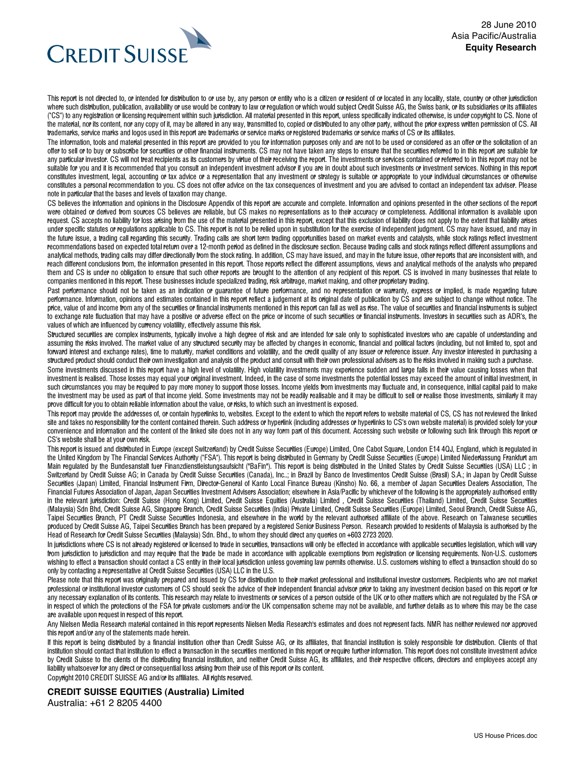This report is not directed to, or intended for distribution to or use by, any person or entity who is a citizen or resident of or located in any locality, state, country or other jurisdiction where such distribution, publication, availability or use would be contrary to law or regulation or which would subject Credit Suisse AG, the Swiss bank, or its subsidiaries or its affiliates ("CS") to any registration or licensing requirement within such jurisdiction. All material presented in this report, unless specifically indicated otherwise, is under copyright to CS. None of the material, nor its content, nor any copy of it, may be altered in any way, transmitted to, copied or distributed to any other party, without the prior express written permission of CS. All trademarks, service marks and logos used in this report are trademarks or service marks or registered trademarks or service marks of CS or its affiliates.

The information, tools and material presented in this report are provided to you for information purposes only and are not to be used or considered as an offer or the solicitation of an offer to sell or to buy or subscribe for securities or other financial instruments. CS may not have taken any steps to ensure that the securities referred to in this report are suitable for any particular investor. CS will not treat recipients as its customers by virtue of their receiving the report. The investments or services contained or referred to in this report may not be suitable for you and it is recommended that you consult an independent investment advisor if you are in doubt about such investments or investment services. Nothing in this report constitutes investment, legal, accounting or tax advice or a representation that any investment or strategy is suitable or appropriate to your individual circumstances or otherwise constitutes a personal recommendation to you. CS does not offer advice on the tax consequences of investment and you are advised to contact an independent tax adviser. Please note in particular that the bases and levels of taxation may change.

CS believes the information and opinions in the Disclosure Appendix of this report are accurate and complete. Information and opinions presented in the other sections of the report were obtained or derived from sources CS believes are reliable, but CS makes no representations as to their accuracy or completeness. Additional information is available upon request. CS accepts no liability for loss arising from the use of the material presented in this report, except that this exclusion of liability does not apply to the extent that liability arises under specific statutes or regulations applicable to CS. This report is not to be relied upon in substitution for the exercise of independent judgment. CS may have issued, and may in the future issue, a trading call regarding this security. Trading calls are short term trading opportunities based on market events and catalysts, while stock ratings reflect investment recommendations based on expected total return over a 12-month period as defined in the disclosure section. Because trading calls and stock ratings reflect different assumptions and analytical methods, trading calls may differ directionally from the stock rating. In addition, CS may have issued, and may in the future issue, other reports that are inconsistent with, and reach different conclusions from, the information presented in this report. Those reports reflect the different assumptions, views and analytical methods of the analysts who prepared them and CS is under no obligation to ensure that such other reports are brought to the attention of any recipient of this report. CS is involved in many businesses that relate to companies mentioned in this report. These businesses include specialized trading, risk arbitrage, market making, and other proprietary trading.

Past performance should not be taken as an indication or guarantee of future performance, and no representation or warranty, express or implied, is made regarding future performance. Information, opinions and estimates contained in this report reflect a judgement at its original date of publication by CS and are subject to change without notice. The price, value of and income from any of the securities or financial instruments mentioned in this report can fall as well as rise. The value of securities and financial instruments is subject to exchange rate fluctuation that may have a positive or adverse effect on the price or income of such securities or financial instruments. Investors in securities such as ADR's, the values of which are influenced by currency volatility, effectively assume this risk.

Structured securities are complex instruments, typically involve a high degree of risk and are intended for sale only to sophisticated investors who are capable of understanding and assuming the risks involved. The market value of any structured security may be affected by changes in economic, financial and political factors (including, but not limited to, spot and forward interest and exchange rates), time to maturity, market conditions and volatility, and the credit quality of any issuer or reference issuer. Any investor interested in purchasing a structured product should conduct their own investigation and analysis of the product and consult with their own professional advisers as to the risks involved in making such a purchase.

Some investments discussed in this report have a high level of volatility. High volatility investments may experience sudden and large falls in their value causing losses when that investment is realised. Those losses may equal your original investment. Indeed, in the case of some investments the potential losses may exceed the amount of initial investment, in such circumstances you may be required to pay more money to support those losses. Income yields from investments may fluctuate and, in consequence, initial capital paid to make the investment may be used as part of that income yield. Some investments may not be readily realisable and it may be difficult to sell or realise those investments, similarly it may prove difficult for you to obtain reliable information about the value, or risks, to which such an investment is exposed.

This report may provide the addresses of, or contain hyperlinks to, websites. Except to the extent to which the report refers to website material of CS, CS has not reviewed the linked site and takes no responsibility for the content contained therein. Such address or hyperlink (including addresses or hyperlinks to CS's own website material) is provided solely for your convenience and information and the content of the linked site does not in any way form part of this document. Accessing such website or following such link through this report or CS's website shall be at your own risk.

This report is issued and distributed in Europe (except Switzerland) by Credit Suisse Securities (Europe) Limited, One Cabot Square, London E14 4QJ, England, which is regulated in the United Kingdom by The Financial Services Authority ("FSA"). This report is being distributed in Germany by Credit Suisse Securities (Europe) Limited Niederlassung Frankfurt am Main regulated by the Bundesanstalt fuer Finanzdienstleistungsaufsicht ("BaFin"). This report is being distributed in the United States by Credit Suisse Securities (USA) LLC ; in Switzerland by Credit Suisse AG; in Canada by Credit Suisse Securities (Canada), Inc..; in Brazil by Banco de Investimentos Credit Suisse (Brasil) S.A.; in Japan by Credit Suisse Securities (Japan) Limited, Financial Instrument Firm, Director-General of Kanto Local Finance Bureau (Kinsho) No. 66, a member of Japan Securities Dealers Association, The Financial Futures Association of Japan, Japan Securities Investment Advisers Association; elsewhere in Asia/Pacific by whichever of the following is the appropriately authorised entity in the relevant jurisdiction: Credit Suisse (Hong Kong) Limited, Credit Suisse Equities (Australia) Limited , Credit Suisse Securities (Thailand) Limited, Credit Suisse Securities (Malaysia) Sdn Bhd, Credit Suisse AG, Singapore Branch, Credit Suisse Securities (India) Private Limited, Credit Suisse Securities (Europe) Limited, Seoul Branch, Credit Suisse AG, Taipei Securities Branch, PT Credit Suisse Securities Indonesia, and elsewhere in the world by the relevant authorised affiliate of the above. Research on Taiwanese securities produced by Credit Suisse AG, Taipei Securities Branch has been prepared by a registered Senior Business Person. Research provided to residents of Malaysia is authorised by the Head of Research for Credit Suisse Securities (Malaysia) Sdn. Bhd., to whom they should direct any queries on +603 2723 2020.

In jurisdictions where CS is not already registered or licensed to trade in securities, transactions will only be effected in accordance with applicable securities legislation, which will vary from jurisdiction to jurisdiction and may require that the trade be made in accordance with applicable exemptions from registration or licensing requirements. Non-U.S. customers wishing to effect a transaction should contact a CS entity in their local jurisdiction unless governing law permits otherwise. U.S. customers wishing to effect a transaction should do so only by contacting a representative at Credit Suisse Securities (USA) LLC in the U.S.

Please note that this report was originally prepared and issued by CS for distribution to their market professional and institutional investor customers. Recipients who are not market professional or institutional investor customers of CS should seek the advice of their independent financial advisor prior to taking any investment decision based on this report or for any necessary explanation of its contents. This research may relate to investments or services of a person outside of the UK or to other matters which are not regulated by the FSA or in respect of which the protections of the FSA for private customers and/or the UK compensation scheme may not be available, and further details as to where this may be the case are available upon request in respect of this report.

Any Nielsen Media Research material contained in this report represents Nielsen Media Research's estimates and does not represent facts. NMR has neither reviewed nor approved this report and/or any of the statements made herein.

If this report is being distributed by a financial institution other than Credit Suisse AG, or its affiliates, that financial institution is solely responsible for distribution. Clients of that institution should contact that institution to effect a transaction in the securities mentioned in this report or require further information. This report does not constitute investment advice by Credit Suisse to the clients of the distributing financial institution, and neither Credit Suisse AG, its affiliates, and their respective officers, directors and employees accept any liability whatsoever for any direct or consequential loss arising from their use of this report or its content.

Copyright 2010 CREDIT SUISSE AG and/or its affiliates. All rights reserved.

**CREDIT SUISSE EQUITIES (Australia) Limited**

Australia: +61 2 8205 4400